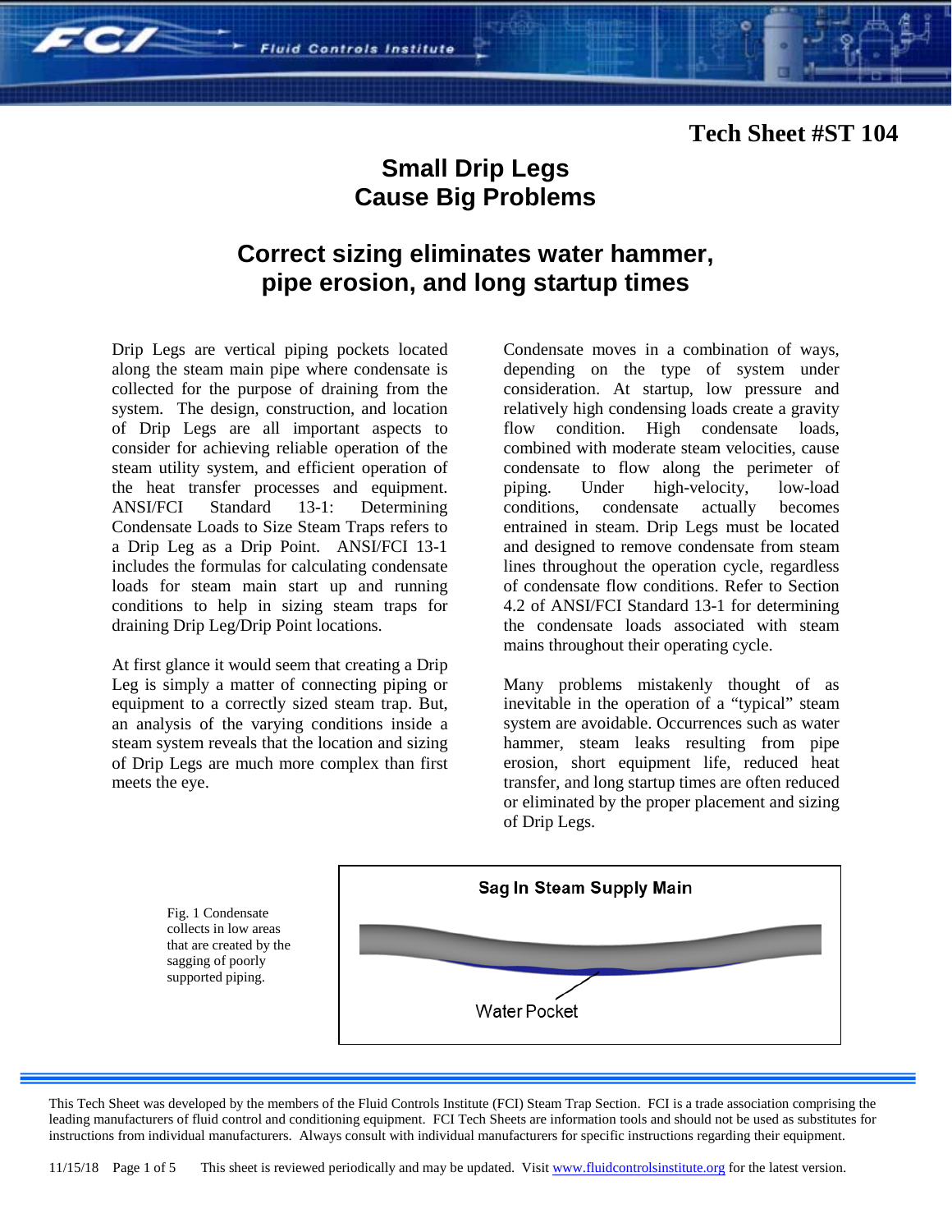**Tech Sheet #ST 104**

# Small Drip Legs Cause Big Problems

## Correct sizing eliminates water hammer, pipe erosion, and long startup times

Drip Legs are vertical piping pockets located along the steam main pipe where condensate is collected for the purpose of draining from the system. The design, construction, and location of Drip Legs are all important aspects to consider for achieving reliable operation of the steam utility system, and efficient operation of the heat transfer processes and equipment. ANSI/FCI Standard 13-1: Determining Condensate Loads to Size Steam Traps refers to a Drip Leg as a Drip Point. ANSI/FCI 13-1 includes the formulas for calculating condensate loads for steam main start up and running conditions to help in sizing steam traps for draining Drip Leg/Drip Point locations.

At first glance it would seem that creating a Drip Leg is simply a matter of connecting piping or equipment to a correctly sized steam trap. But, an analysis of the varying conditions inside a steam system reveals that the location and sizing of Drip Legs are much more complex than first meets the eye.

Condensate moves in a combination of ways, depending on the type of system under consideration. At startup, low pressure and relatively high condensing loads create a gravity flow condition. High condensate loads, combined with moderate steam velocities, cause condensate to flow along the perimeter of piping. Under high-velocity, low-load conditions, condensate actually becomes entrained in steam. Drip Legs must be located and designed to remove condensate from steam lines throughout the operation cycle, regardless of condensate flow conditions. Refer to Section 4.2 of ANSI/FCI Standard 13-1 for determining the condensate loads associated with steam mains throughout their operating cycle.

Many problems mistakenly thought of as inevitable in the operation of a "typical" steam system are avoidable. Occurrences such as water hammer, steam leaks resulting from pipe erosion, short equipment life, reduced heat transfer, and long startup times are often reduced or eliminated by the proper placement and sizing of Drip Legs.

**Sag In Steam Supply Main**

Water Pocket

Fig. 1 Condensate collects in low areas that are created by the sagging of poorly supported piping.

This Tech Sheet was developed by the members of the Fluid Controls Institute (FCI) Steam Trap Section. FCI is a trade association comprising the leading manufacturers of fluid control and conditioning equipment. FCI Tech Sheets are information tools and should not be used as substitutes for instructions from individual manufacturers. Always consult with individual manufacturers for specific instructions regarding their equipment.

11/15/18 This sheet is reviewed periodically and may be updated. Visit www.fluidcontrolsinstitute.org for the latest version.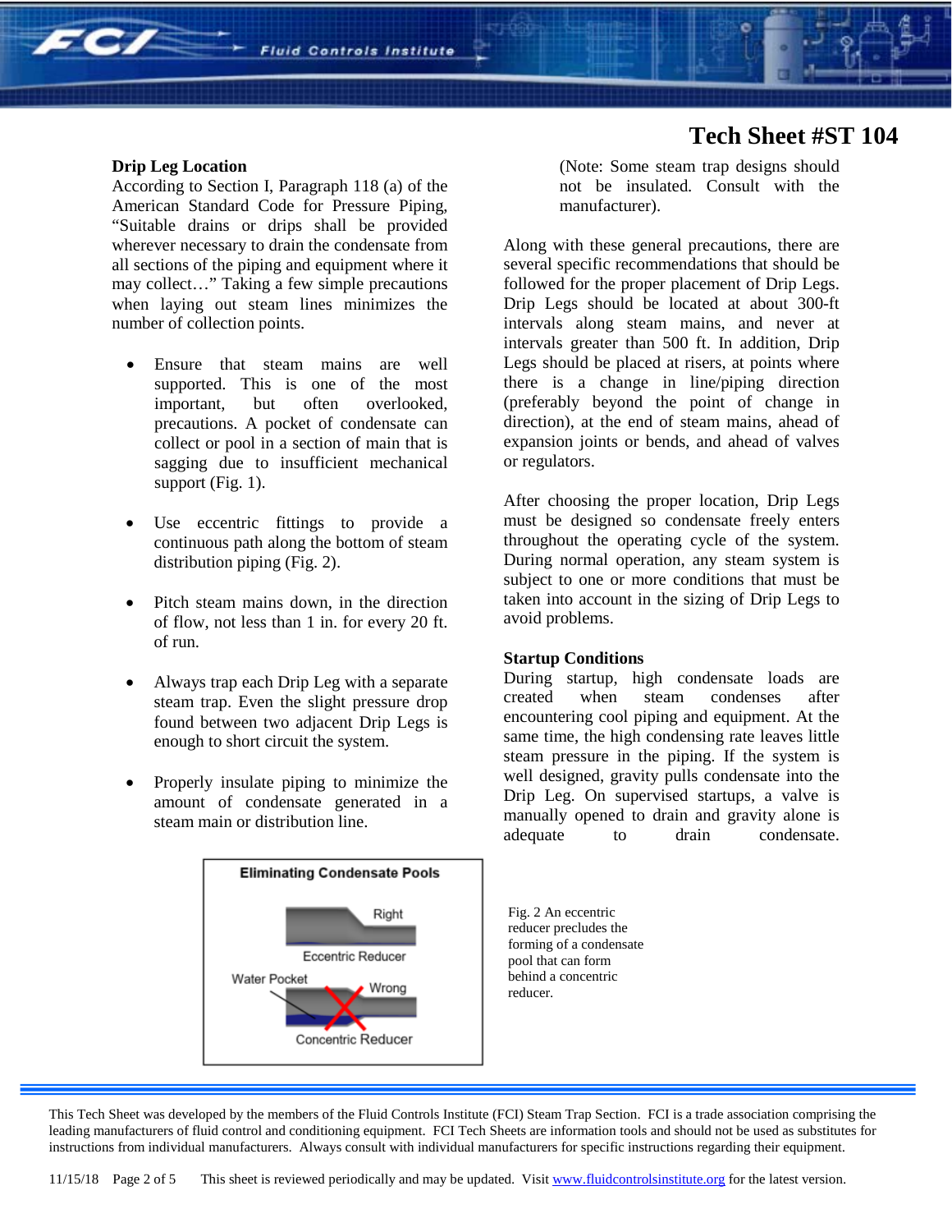# Tech Sheet #ST 104

### Drip Leg Location

According to Section I, Paragraph 118 (a) of the American Standard Code for Pressure Piping, "Suitable drains or drips shall be provided wherever necessary to drain the condensate from all sections of the piping and equipment where it may collect…" Taking a few simple precautions when laying out steam lines minimizes the number of collection points.

- Ensure that steam mains are well supported. This is one of the most important, but often overlooked, precautions. A pocket of condensate can collect or pool in a section of main that is sagging due to insufficient mechanical support (Fig. 1).
- Use eccentric fittings to provide a continuous path along the bottom of steam distribution piping (Fig. 2).
- Pitch steam mains down, in the direction of flow, not less than 1 in. for every 20 ft. of run.
- Always trap each Drip Leg with a separate steam trap. Even the slight pressure drop found between two adjacent Drip Legs is enough to short circuit the system.
- Properly insulate piping to minimize the amount of condensate generated in a steam main or distribution line.

(Note: Some steam trap designs should not be insulated. Consult with the manufacturer).

Along with these general precautions, there are several specific recommendations that should be followed for the proper placement of Drip Legs. Drip Legs should be located at about 300-ft intervals along steam mains, and never at intervals greater than 500 ft. In addition, Drip Legs should be placed at risers, at points where there is a change in line/piping direction (preferably beyond the point of change in direction), at the end of steam mains, ahead of expansion joints or bends, and ahead of valves or regulators.

After choosing the proper location, Drip Legs must be designed so condensate freely enters throughout the operating cycle of the system. During normal operation, any steam system is subject to one or more conditions that must be taken into account in the sizing of Drip Legs to avoid problems.

### Startup Conditions

During startup, high condensate loads are created when steam condenses after encountering cool piping and equipment. At the same time, the high condensing rate leaves little steam pressure in the piping. If the system is well designed, gravity pulls condensate into the Drip Leg. On supervised startups, a valve is manually opened to drain and gravity alone is adequate to drain condensate.

**Eliminating Condensate Pools**

Right — Eccentric Reducer

Water Pocket — Wrong — Concentric Reducer

Fig. 2 An eccentric reducer precludes the forming of a condensate pool that can form behind a concentric reducer.

This Tech Sheet was developed by the members of the Fluid Controls Institute (FCI) Steam Trap Section. FCI is a trade association comprising the leading manufacturers of fluid control and conditioning equipment. FCI Tech Sheets are information tools and should not be used as substitutes for instructions from individual manufacturers. Always consult with individual manufacturers for specific instructions regarding their equipment.

11/15/18 This sheet is reviewed periodically and may be updated. Visit www.fluidcontrolsinstitute.org for the latest version.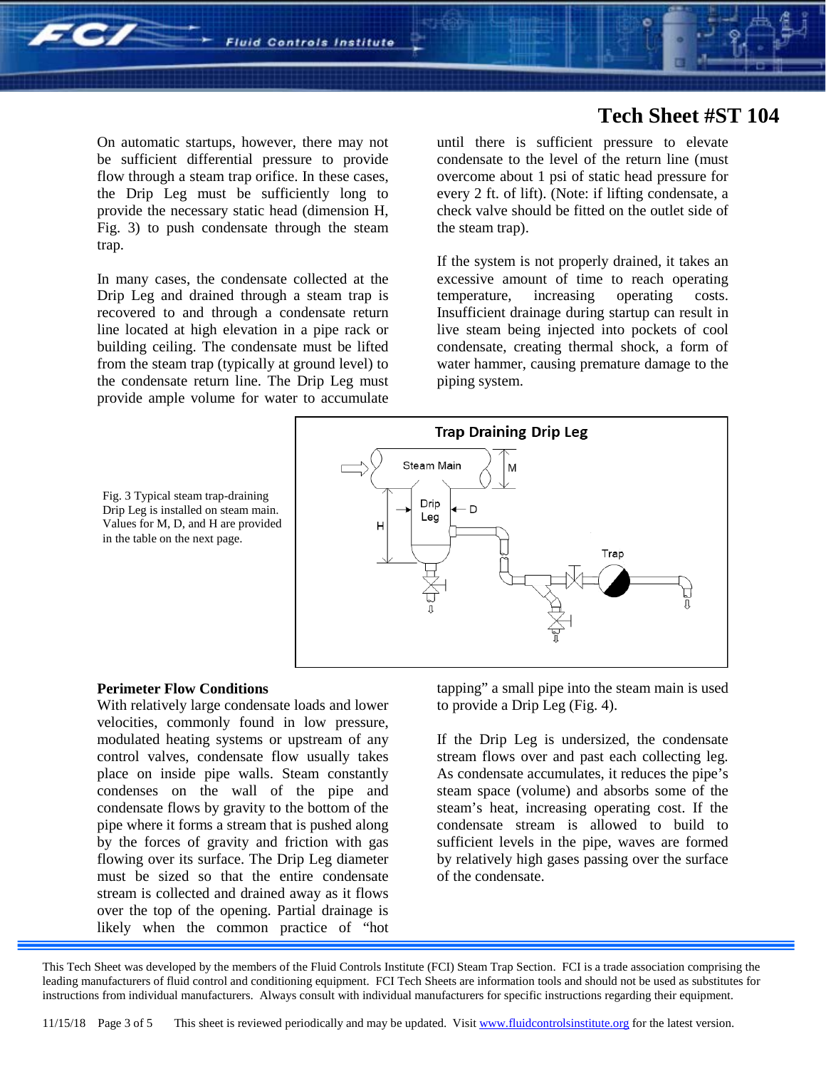On automatic startups, however, there may not be sufficient differential pressure to provide flow through a steam trap orifice. In these cases, the Drip Leg must be sufficiently long to provide the necessary static head (dimension H, Fig. 3) to push condensate through the steam trap.

In many cases, the condensate collected at the Drip Leg and drained through a steam trap is recovered to and through a condensate return line located at high elevation in a pipe rack or building ceiling. The condensate must be lifted from the steam trap (typically at ground level) to the condensate return line. The Drip Leg must provide ample volume for water to accumulate until there is sufficient pressure to elevate condensate to the level of the return line (must overcome about 1 psi of static head pressure for every 2 ft. of lift). (Note: if lifting condensate, a check valve should be fitted on the outlet side of the steam trap).

If the system is not properly drained, it takes an excessive amount of time to reach operating temperature, increasing operating costs. Insufficient drainage during startup can result in live steam being injected into pockets of cool condensate, creating thermal shock, a form of water hammer, causing premature damage to the piping system.

Fig. 3 Typical steam trap-draining Drip Leg is installed on steam main. Values for M, D, and H are provided in the table on the next page.

## Perimeter Flow Conditions

With relatively large condensate loads and lower velocities, commonly found in low pressure, modulated heating systems or upstream of any control valves, condensate flow usually takes place on inside pipe walls. Steam constantly condenses on the wall of the pipe and condensate flows by gravity to the bottom of the pipe where it forms a stream that is pushed along by the forces of gravity and friction with gas flowing over its surface. The Drip Leg diameter must be sized so that the entire condensate stream is collected and drained away as it flows over the top of the opening. Partial drainage is likely when the common practice of "hot tapping" a small pipe into the steam main is used to provide a Drip Leg (Fig. 4).

If the Drip Leg is undersized, the condensate stream flows over and past each collecting leg. As condensate accumulates, it reduces the pipe's steam space (volume) and absorbs some of the steam's heat, increasing operating cost. If the condensate stream is allowed to build to sufficient levels in the pipe, waves are formed by relatively high gases passing over the surface of the condensate.

This Tech Sheet was developed by the members of the Fluid Controls Institute (FCI) Steam Trap Section. FCI is a trade association comprising the leading manufacturers of fluid control and conditioning equipment. FCI Tech Sheets are information tools and should not be used as substitutes for instructions from individual manufacturers. Always consult with individual manufacturers for specific instructions regarding their equipment.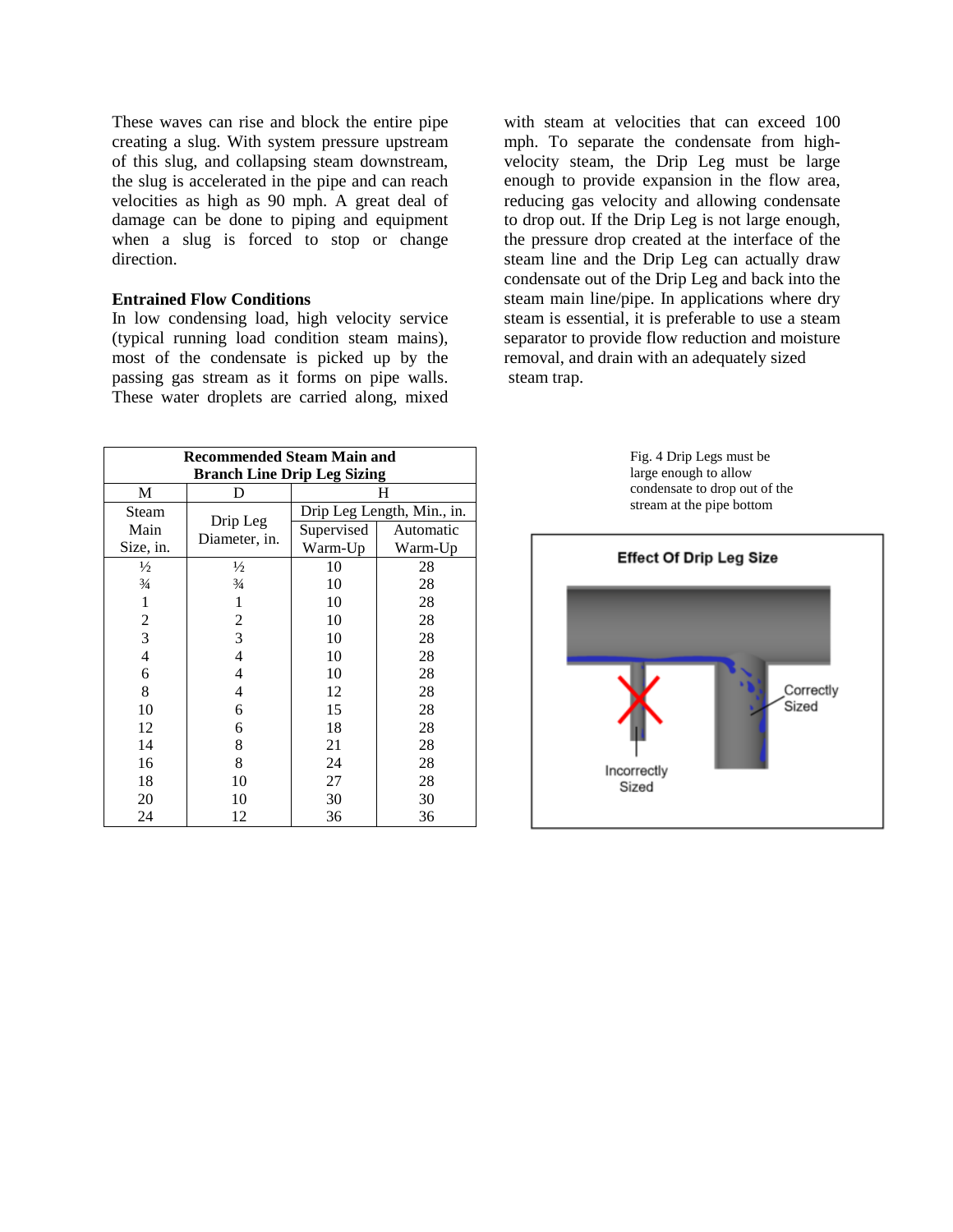These waves can rise and block the entire pipe creating a slug. With system pressure upstream of this slug, and collapsing steam downstream, the slug is accelerated in the pipe and can reach velocities as high as 90 mph. A great deal of damage can be done to piping and equipment when a slug is forced to stop or change direction.

**Entrained Flow Conditions**

In low condensing load, high velocity service (typical running load condition steam mains), most of the condensate is picked up by the passing gas stream as it forms on pipe walls. These water droplets are carried along, mixed with steam at velocities that can exceed 100 mph. To separate the condensate from high-velocity steam, the Drip Leg must be large enough to provide expansion in the flow area, reducing gas velocity and allowing condensate to drop out. If the Drip Leg is not large enough, the pressure drop created at the interface of the steam line and the Drip Leg can actually draw condensate out of the Drip Leg and back into the steam main line/pipe. In applications where dry steam is essential, it is preferable to use a steam separator to provide flow reduction and moisture removal, and drain with an adequately sized steam trap.

**Recommended Steam Main and Branch Line Drip Leg Sizing**

| M | D | H | |
|---|---|---|---|
| Steam Main Size, in. | Drip Leg Diameter, in. | Drip Leg Length, Min., in. | |
| | | Supervised Warm-Up | Automatic Warm-Up |
| ½ | ½ | 10 | 28 |
| ¾ | ¾ | 10 | 28 |
| 1 | 1 | 10 | 28 |
| 2 | 2 | 10 | 28 |
| 3 | 3 | 10 | 28 |
| 4 | 4 | 10 | 28 |
| 6 | 4 | 10 | 28 |
| 8 | 4 | 12 | 28 |
| 10 | 6 | 15 | 28 |
| 12 | 6 | 18 | 28 |
| 14 | 8 | 21 | 28 |
| 16 | 8 | 24 | 28 |
| 18 | 10 | 27 | 28 |
| 20 | 10 | 30 | 30 |
| 24 | 12 | 36 | 36 |

Fig. 4 Drip Legs must be large enough to allow condensate to drop out of the stream at the pipe bottom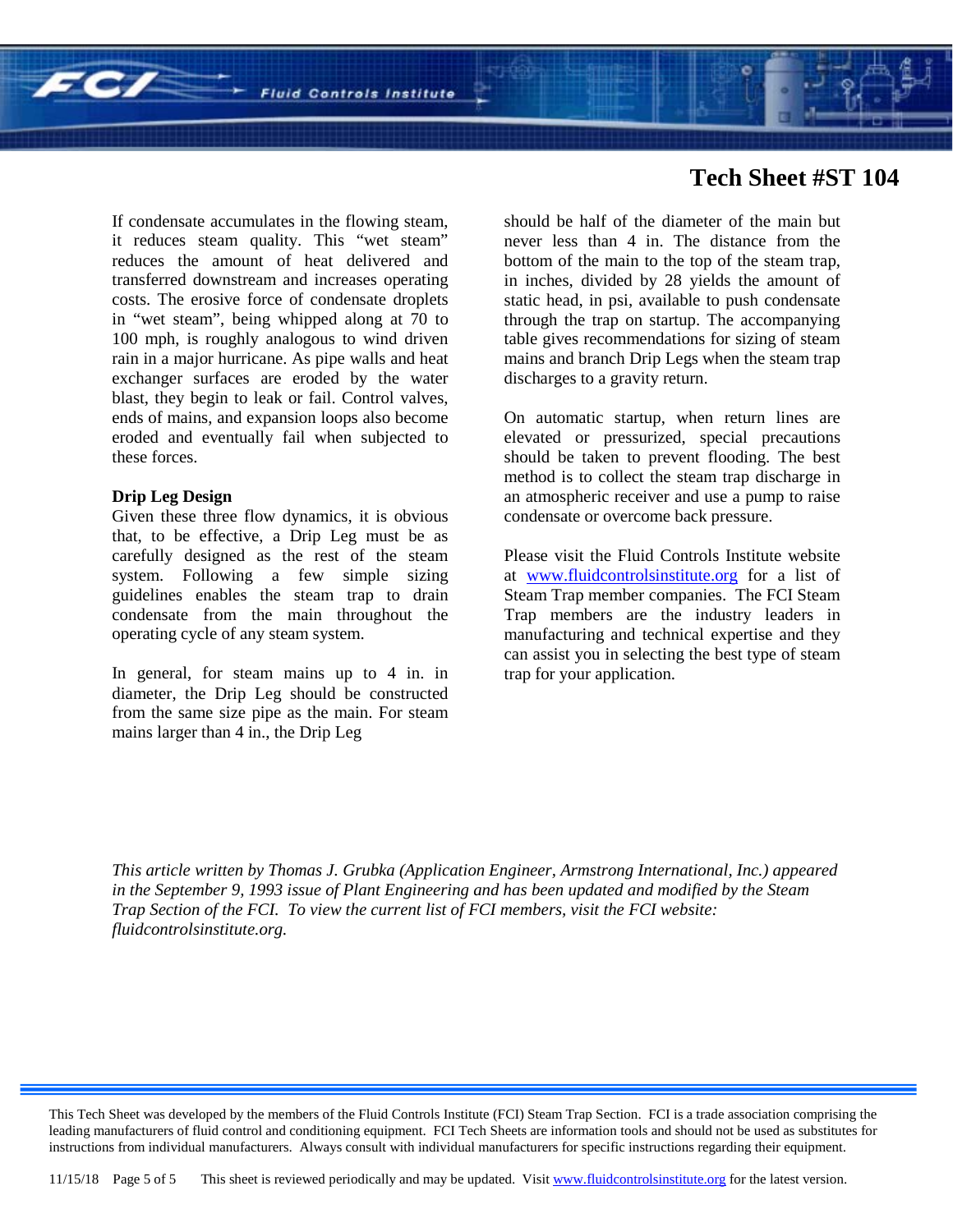If condensate accumulates in the flowing steam, it reduces steam quality. This "wet steam" reduces the amount of heat delivered and transferred downstream and increases operating costs. The erosive force of condensate droplets in "wet steam", being whipped along at 70 to 100 mph, is roughly analogous to wind driven rain in a major hurricane. As pipe walls and heat exchanger surfaces are eroded by the water blast, they begin to leak or fail. Control valves, ends of mains, and expansion loops also become eroded and eventually fail when subjected to these forces.

**Drip Leg Design**

Given these three flow dynamics, it is obvious that, to be effective, a Drip Leg must be as carefully designed as the rest of the steam system. Following a few simple sizing guidelines enables the steam trap to drain condensate from the main throughout the operating cycle of any steam system.

In general, for steam mains up to 4 in. in diameter, the Drip Leg should be constructed from the same size pipe as the main. For steam mains larger than 4 in., the Drip Leg should be half of the diameter of the main but never less than 4 in. The distance from the bottom of the main to the top of the steam trap, in inches, divided by 28 yields the amount of static head, in psi, available to push condensate through the trap on startup. The accompanying table gives recommendations for sizing of steam mains and branch Drip Legs when the steam trap discharges to a gravity return.

On automatic startup, when return lines are elevated or pressurized, special precautions should be taken to prevent flooding. The best method is to collect the steam trap discharge in an atmospheric receiver and use a pump to raise condensate or overcome back pressure.

Please visit the Fluid Controls Institute website at www.fluidcontrolsinstitute.org for a list of Steam Trap member companies. The FCI Steam Trap members are the industry leaders in manufacturing and technical expertise and they can assist you in selecting the best type of steam trap for your application.

*This article written by Thomas J. Grubka (Application Engineer, Armstrong International, Inc.) appeared in the September 9, 1993 issue of Plant Engineering and has been updated and modified by the Steam Trap Section of the FCI. To view the current list of FCI members, visit the FCI website: fluidcontrolsinstitute.org.*